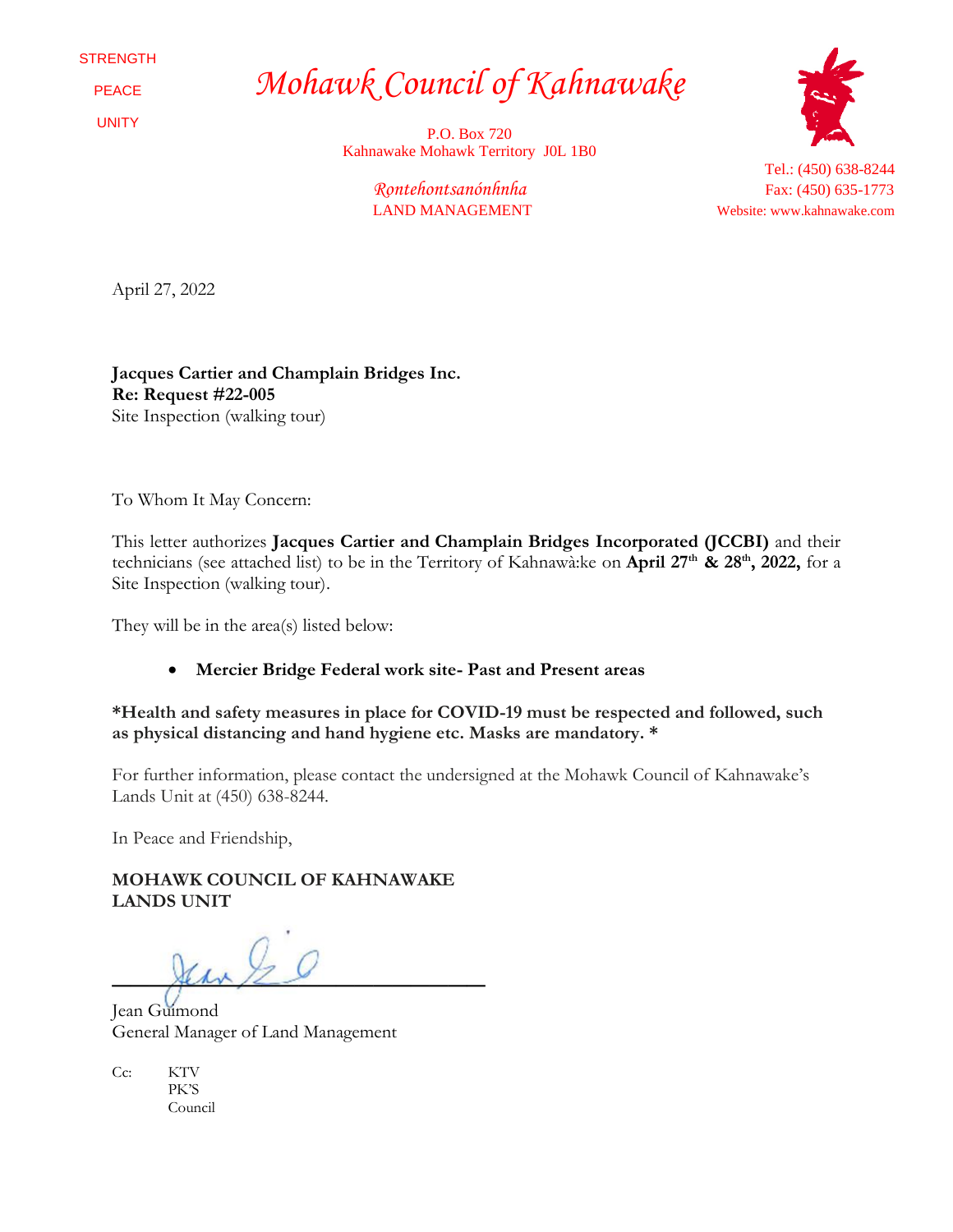STRENGTH

PEACE

UNITY

# *Mohawk Council of Kahnawake*

P.O. Box 720
Kahnawake Mohawk Territory J0L 1B0

*Rontehontsanónhnha*
LAND MANAGEMENT

Tel.: (450) 638-8244
Fax: (450) 635-1773
Website: www.kahnawake.com

April 27, 2022

**Jacques Cartier and Champlain Bridges Inc.**
**Re: Request #22-005**
Site Inspection (walking tour)

To Whom It May Concern:

This letter authorizes **Jacques Cartier and Champlain Bridges Incorporated (JCCBI)** and their technicians (see attached list) to be in the Territory of Kahnawà:ke on **April 27th & 28th, 2022,** for a Site Inspection (walking tour).

They will be in the area(s) listed below:

- **Mercier Bridge Federal work site- Past and Present areas**

***Health and safety measures in place for COVID-19 must be respected and followed, such as physical distancing and hand hygiene etc. Masks are mandatory. ***

For further information, please contact the undersigned at the Mohawk Council of Kahnawake's Lands Unit at (450) 638-8244.

In Peace and Friendship,

**MOHAWK COUNCIL OF KAHNAWAKE**
**LANDS UNIT**

Jean Guimond
General Manager of Land Management

Cc: KTV
PK'S
Council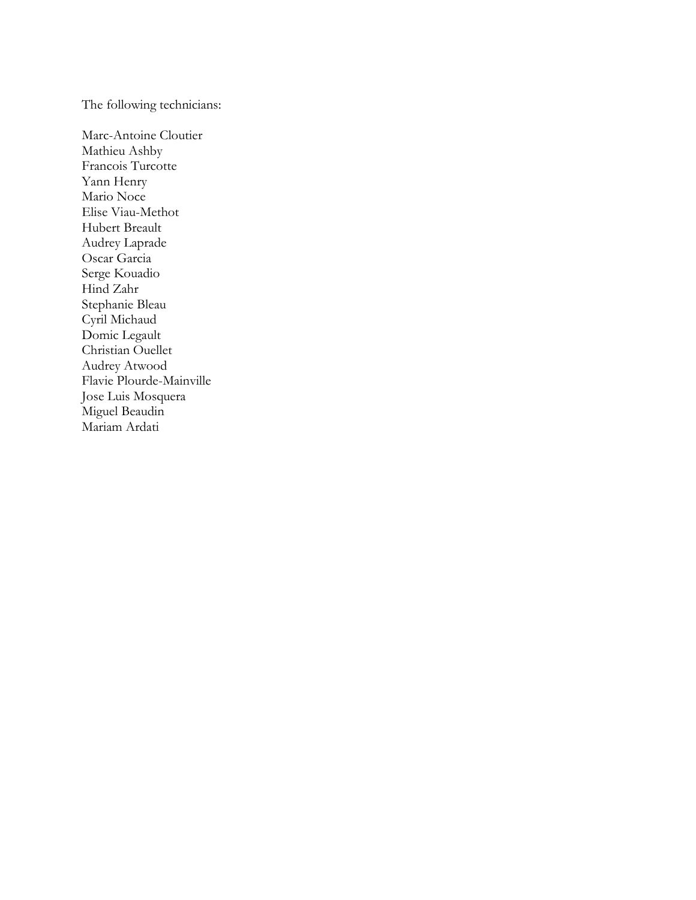The following technicians:

Marc-Antoine Cloutier
Mathieu Ashby
Francois Turcotte
Yann Henry
Mario Noce
Elise Viau-Methot
Hubert Breault
Audrey Laprade
Oscar Garcia
Serge Kouadio
Hind Zahr
Stephanie Bleau
Cyril Michaud
Domic Legault
Christian Ouellet
Audrey Atwood
Flavie Plourde-Mainville
Jose Luis Mosquera
Miguel Beaudin
Mariam Ardati